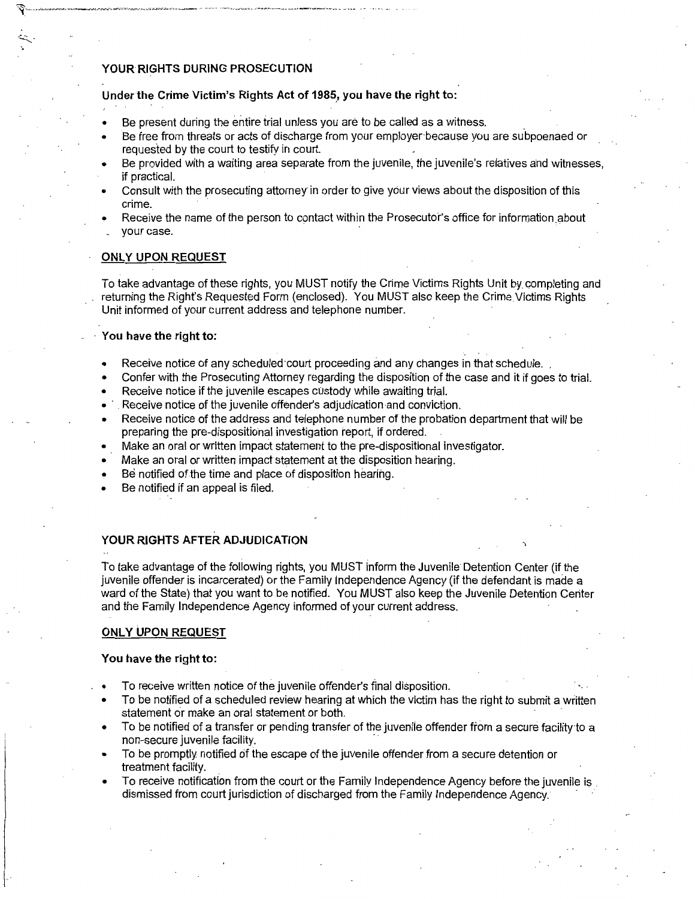## YOUR RIGHTS DURING PROSECUTION

**Under the Crime Victim's Rights Act of 1985, you have the right to:**

- Be present during the entire trial unless you are to be called as a witness.
- Be free from threats or acts of discharge from your employer because you are subpoenaed or requested by the court to testify in court.
- Be provided with a waiting area separate from the juvenile, the juvenile's relatives and witnesses, if practical.
- Consult with the prosecuting attorney in order to give your views about the disposition of this crime.
- Receive the name of the person to contact within the Prosecutor's office for information about your case.

### ONLY UPON REQUEST

To take advantage of these rights, you MUST notify the Crime Victims Rights Unit by completing and returning the Right's Requested Form (enclosed). You MUST also keep the Crime Victims Rights Unit informed of your current address and telephone number.

**You have the right to:**

- Receive notice of any scheduled court proceeding and any changes in that schedule.
- Confer with the Prosecuting Attorney regarding the disposition of the case and it if goes to trial.
- Receive notice if the juvenile escapes custody while awaiting trial.
- Receive notice of the juvenile offender's adjudication and conviction.
- Receive notice of the address and telephone number of the probation department that will be preparing the pre-dispositional investigation report, if ordered.
- Make an oral or written impact statement to the pre-dispositional investigator.
- Make an oral or written impact statement at the disposition hearing.
- Be notified of the time and place of disposition hearing.
- Be notified if an appeal is filed.

## YOUR RIGHTS AFTER ADJUDICATION

To take advantage of the following rights, you MUST inform the Juvenile Detention Center (if the juvenile offender is incarcerated) or the Family Independence Agency (if the defendant is made a ward of the State) that you want to be notified. You MUST also keep the Juvenile Detention Center and the Family Independence Agency informed of your current address.

### ONLY UPON REQUEST

**You have the right to:**

- To receive written notice of the juvenile offender's final disposition.
- To be notified of a scheduled review hearing at which the victim has the right to submit a written statement or make an oral statement or both.
- To be notified of a transfer or pending transfer of the juvenile offender from a secure facility to a non-secure juvenile facility.
- To be promptly notified of the escape of the juvenile offender from a secure detention or treatment facility.
- To receive notification from the court or the Family Independence Agency before the juvenile is dismissed from court jurisdiction of discharged from the Family Independence Agency.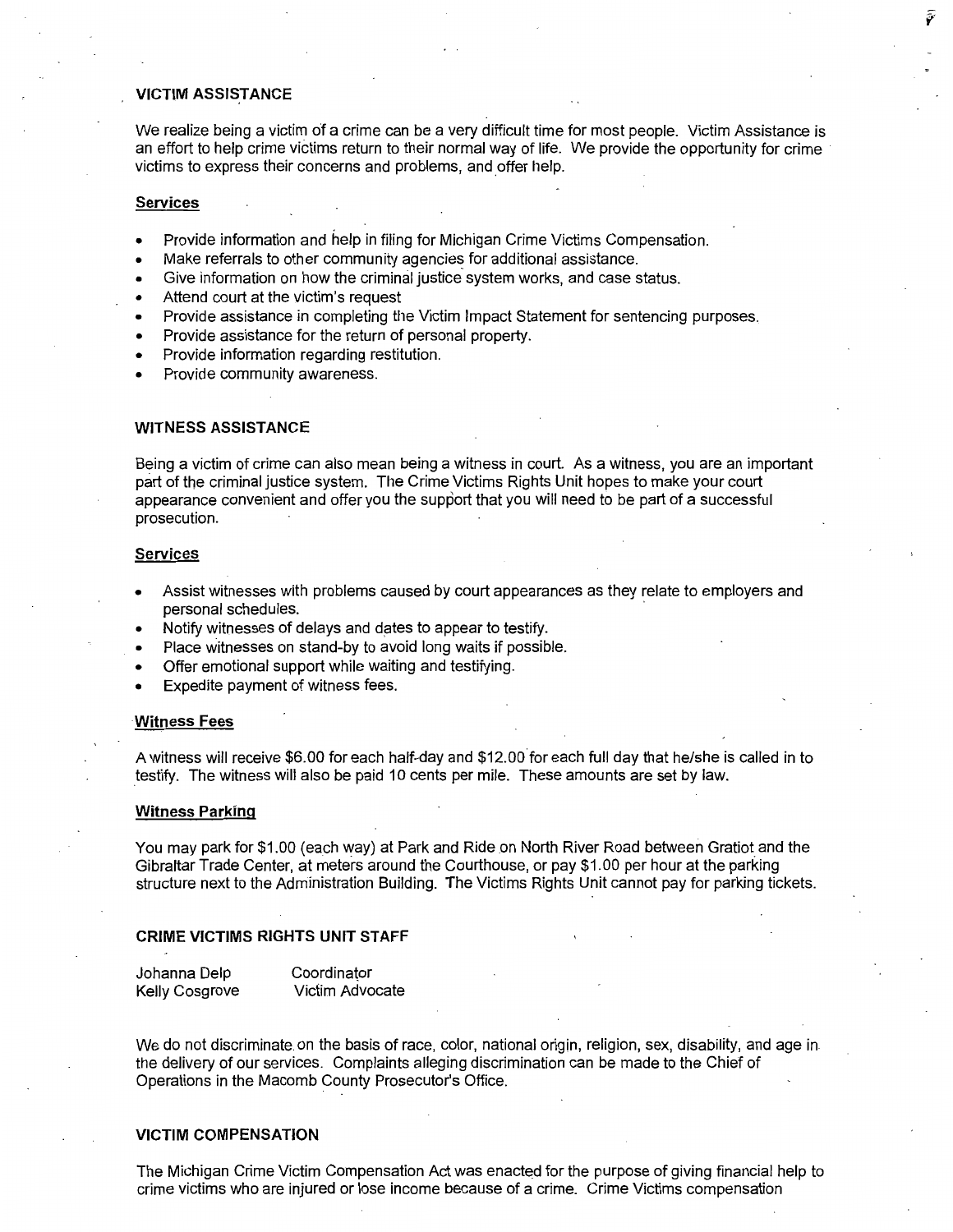## VICTIM ASSISTANCE

We realize being a victim of a crime can be a very difficult time for most people. Victim Assistance is an effort to help crime victims return to their normal way of life. We provide the opportunity for crime victims to express their concerns and problems, and offer help.

### Services

- Provide information and help in filing for Michigan Crime Victims Compensation.
- Make referrals to other community agencies for additional assistance.
- Give information on how the criminal justice system works, and case status.
- Attend court at the victim's request
- Provide assistance in completing the Victim Impact Statement for sentencing purposes.
- Provide assistance for the return of personal property.
- Provide information regarding restitution.
- Provide community awareness.

## WITNESS ASSISTANCE

Being a victim of crime can also mean being a witness in court. As a witness, you are an important part of the criminal justice system. The Crime Victims Rights Unit hopes to make your court appearance convenient and offer you the support that you will need to be part of a successful prosecution.

### Services

- Assist witnesses with problems caused by court appearances as they relate to employers and personal schedules.
- Notify witnesses of delays and dates to appear to testify.
- Place witnesses on stand-by to avoid long waits if possible.
- Offer emotional support while waiting and testifying.
- Expedite payment of witness fees.

### Witness Fees

A witness will receive $6.00 for each half-day and $12.00 for each full day that he/she is called in to testify. The witness will also be paid 10 cents per mile. These amounts are set by law.

### Witness Parking

You may park for $1.00 (each way) at Park and Ride on North River Road between Gratiot and the Gibraltar Trade Center, at meters around the Courthouse, or pay $1.00 per hour at the parking structure next to the Administration Building. The Victims Rights Unit cannot pay for parking tickets.

## CRIME VICTIMS RIGHTS UNIT STAFF

| | |
|---|---|
| Johanna Delp | Coordinator |
| Kelly Cosgrove | Victim Advocate |

We do not discriminate on the basis of race, color, national origin, religion, sex, disability, and age in the delivery of our services. Complaints alleging discrimination can be made to the Chief of Operations in the Macomb County Prosecutor's Office.

## VICTIM COMPENSATION

The Michigan Crime Victim Compensation Act was enacted for the purpose of giving financial help to crime victims who are injured or lose income because of a crime. Crime Victims compensation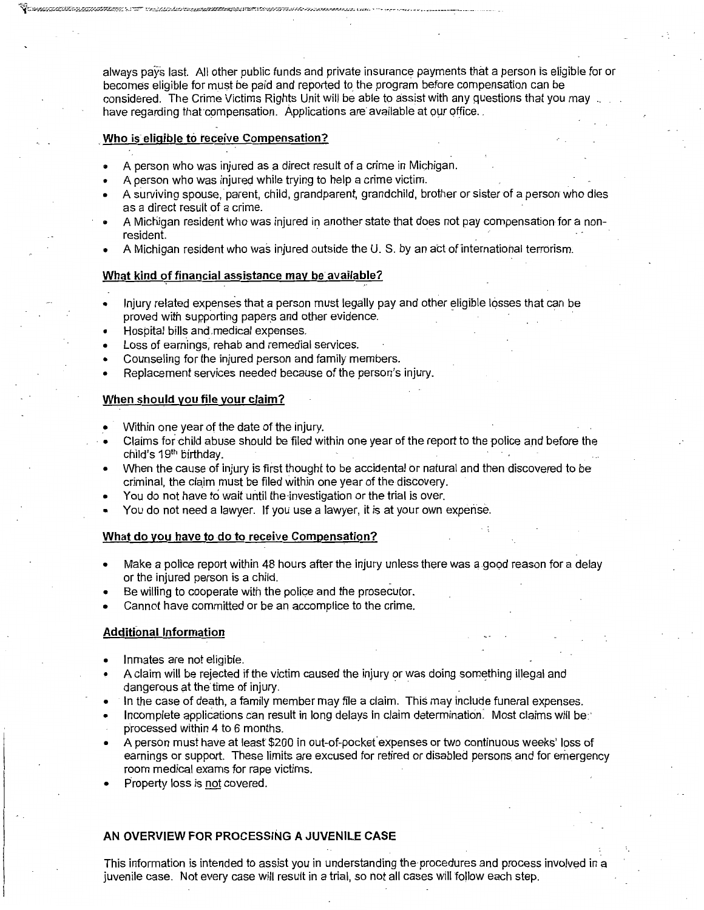always pays last. All other public funds and private insurance payments that a person is eligible for or becomes eligible for must be paid and reported to the program before compensation can be considered. The Crime Victims Rights Unit will be able to assist with any questions that you may have regarding that compensation. Applications are available at our office.

**Who is eligible to receive Compensation?**

- A person who was injured as a direct result of a crime in Michigan.
- A person who was injured while trying to help a crime victim.
- A surviving spouse, parent, child, grandparent, grandchild, brother or sister of a person who dies as a direct result of a crime.
- A Michigan resident who was injured in another state that does not pay compensation for a non-resident.
- A Michigan resident who was injured outside the U. S. by an act of international terrorism.

**What kind of financial assistance may be available?**

- Injury related expenses that a person must legally pay and other eligible losses that can be proved with supporting papers and other evidence.
- Hospital bills and medical expenses.
- Loss of earnings, rehab and remedial services.
- Counseling for the injured person and family members.
- Replacement services needed because of the person's injury.

**When should you file your claim?**

- Within one year of the date of the injury.
- Claims for child abuse should be filed within one year of the report to the police and before the child's 19th birthday.
- When the cause of injury is first thought to be accidental or natural and then discovered to be criminal, the claim must be filed within one year of the discovery.
- You do not have to wait until the investigation or the trial is over.
- You do not need a lawyer. If you use a lawyer, it is at your own expense.

**What do you have to do to receive Compensation?**

- Make a police report within 48 hours after the injury unless there was a good reason for a delay or the injured person is a child.
- Be willing to cooperate with the police and the prosecutor.
- Cannot have committed or be an accomplice to the crime.

**Additional Information**

- Inmates are not eligible.
- A claim will be rejected if the victim caused the injury or was doing something illegal and dangerous at the time of injury.
- In the case of death, a family member may file a claim. This may include funeral expenses.
- Incomplete applications can result in long delays in claim determination. Most claims will be processed within 4 to 6 months.
- A person must have at least $200 in out-of-pocket expenses or two continuous weeks' loss of earnings or support. These limits are excused for retired or disabled persons and for emergency room medical exams for rape victims.
- Property loss is not covered.

## AN OVERVIEW FOR PROCESSING A JUVENILE CASE

This information is intended to assist you in understanding the procedures and process involved in a juvenile case. Not every case will result in a trial, so not all cases will follow each step.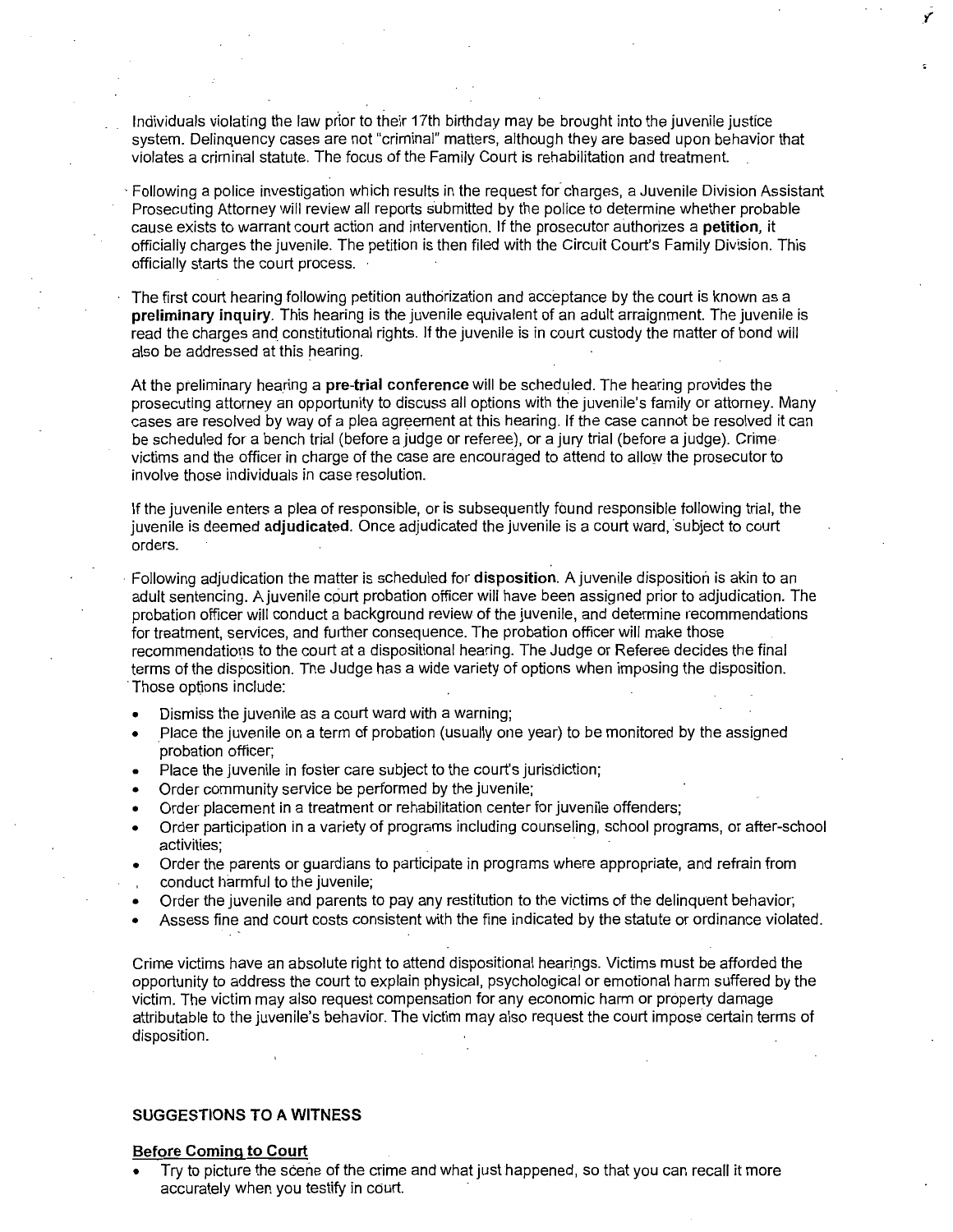Individuals violating the law prior to their 17th birthday may be brought into the juvenile justice system. Delinquency cases are not "criminal" matters, although they are based upon behavior that violates a criminal statute. The focus of the Family Court is rehabilitation and treatment.

Following a police investigation which results in the request for charges, a Juvenile Division Assistant Prosecuting Attorney will review all reports submitted by the police to determine whether probable cause exists to warrant court action and intervention. If the prosecutor authorizes a **petition,** it officially charges the juvenile. The petition is then filed with the Circuit Court's Family Division. This officially starts the court process.

The first court hearing following petition authorization and acceptance by the court is known as a **preliminary inquiry**. This hearing is the juvenile equivalent of an adult arraignment. The juvenile is read the charges and constitutional rights. If the juvenile is in court custody the matter of bond will also be addressed at this hearing.

At the preliminary hearing a **pre-trial conference** will be scheduled. The hearing provides the prosecuting attorney an opportunity to discuss all options with the juvenile's family or attorney. Many cases are resolved by way of a plea agreement at this hearing. If the case cannot be resolved it can be scheduled for a bench trial (before a judge or referee), or a jury trial (before a judge). Crime victims and the officer in charge of the case are encouraged to attend to allow the prosecutor to involve those individuals in case resolution.

If the juvenile enters a plea of responsible, or is subsequently found responsible following trial, the juvenile is deemed **adjudicated**. Once adjudicated the juvenile is a court ward, subject to court orders.

Following adjudication the matter is scheduled for **disposition**. A juvenile disposition is akin to an adult sentencing. A juvenile court probation officer will have been assigned prior to adjudication. The probation officer will conduct a background review of the juvenile, and determine recommendations for treatment, services, and further consequence. The probation officer will make those recommendations to the court at a dispositional hearing. The Judge or Referee decides the final terms of the disposition. The Judge has a wide variety of options when imposing the disposition. Those options include:

- Dismiss the juvenile as a court ward with a warning;
- Place the juvenile on a term of probation (usually one year) to be monitored by the assigned probation officer;
- Place the juvenile in foster care subject to the court's jurisdiction;
- Order community service be performed by the juvenile;
- Order placement in a treatment or rehabilitation center for juvenile offenders;
- Order participation in a variety of programs including counseling, school programs, or after-school activities;
- Order the parents or guardians to participate in programs where appropriate, and refrain from conduct harmful to the juvenile;
- Order the juvenile and parents to pay any restitution to the victims of the delinquent behavior;
- Assess fine and court costs consistent with the fine indicated by the statute or ordinance violated.

Crime victims have an absolute right to attend dispositional hearings. Victims must be afforded the opportunity to address the court to explain physical, psychological or emotional harm suffered by the victim. The victim may also request compensation for any economic harm or property damage attributable to the juvenile's behavior. The victim may also request the court impose certain terms of disposition.

## SUGGESTIONS TO A WITNESS

### Before Coming to Court

- Try to picture the scene of the crime and what just happened, so that you can recall it more accurately when you testify in court.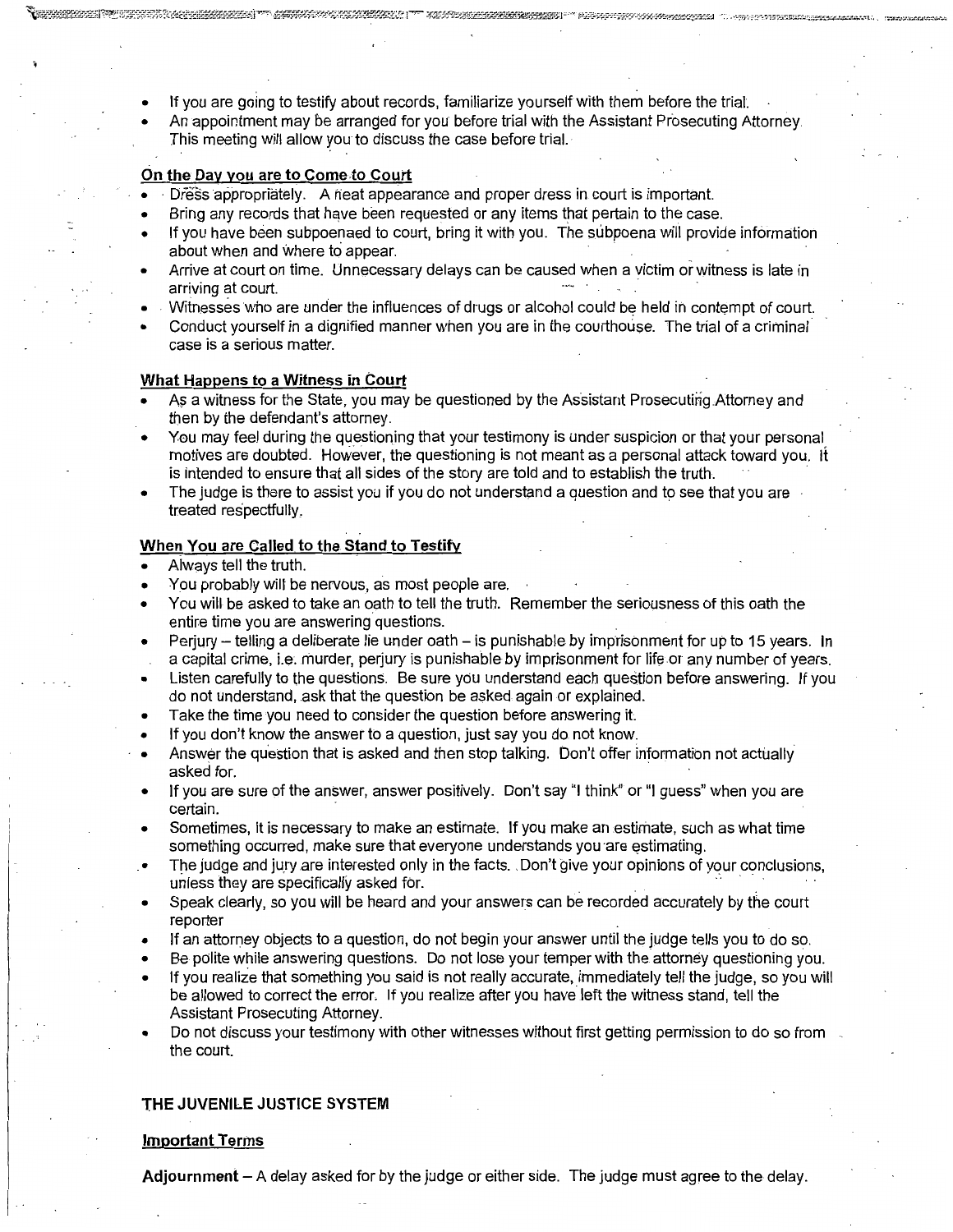- If you are going to testify about records, familiarize yourself with them before the trial.
- An appointment may be arranged for you before trial with the Assistant Prosecuting Attorney. This meeting will allow you to discuss the case before trial.

**On the Day you are to Come to Court**

- Dress appropriately. A neat appearance and proper dress in court is important.
- Bring any records that have been requested or any items that pertain to the case.
- If you have been subpoenaed to court, bring it with you. The subpoena will provide information about when and where to appear.
- Arrive at court on time. Unnecessary delays can be caused when a victim or witness is late in arriving at court.
- Witnesses who are under the influences of drugs or alcohol could be held in contempt of court.
- Conduct yourself in a dignified manner when you are in the courthouse. The trial of a criminal case is a serious matter.

**What Happens to a Witness in Court**

- As a witness for the State, you may be questioned by the Assistant Prosecuting Attorney and then by the defendant's attorney.
- You may feel during the questioning that your testimony is under suspicion or that your personal motives are doubted. However, the questioning is not meant as a personal attack toward you. It is intended to ensure that all sides of the story are told and to establish the truth.
- The judge is there to assist you if you do not understand a question and to see that you are treated respectfully.

**When You are Called to the Stand to Testify**

- Always tell the truth.
- You probably will be nervous, as most people are.
- You will be asked to take an oath to tell the truth. Remember the seriousness of this oath the entire time you are answering questions.
- Perjury – telling a deliberate lie under oath – is punishable by imprisonment for up to 15 years. In a capital crime, i.e. murder, perjury is punishable by imprisonment for life or any number of years.
- Listen carefully to the questions. Be sure you understand each question before answering. If you do not understand, ask that the question be asked again or explained.
- Take the time you need to consider the question before answering it.
- If you don't know the answer to a question, just say you do not know.
- Answer the question that is asked and then stop talking. Don't offer information not actually asked for.
- If you are sure of the answer, answer positively. Don't say "I think" or "I guess" when you are certain.
- Sometimes, it is necessary to make an estimate. If you make an estimate, such as what time something occurred, make sure that everyone understands you are estimating.
- The judge and jury are interested only in the facts. Don't give your opinions of your conclusions, unless they are specifically asked for.
- Speak clearly, so you will be heard and your answers can be recorded accurately by the court reporter
- If an attorney objects to a question, do not begin your answer until the judge tells you to do so.
- Be polite while answering questions. Do not lose your temper with the attorney questioning you.
- If you realize that something you said is not really accurate, immediately tell the judge, so you will be allowed to correct the error. If you realize after you have left the witness stand, tell the Assistant Prosecuting Attorney.
- Do not discuss your testimony with other witnesses without first getting permission to do so from the court.

## THE JUVENILE JUSTICE SYSTEM

**Important Terms**

**Adjournment** – A delay asked for by the judge or either side. The judge must agree to the delay.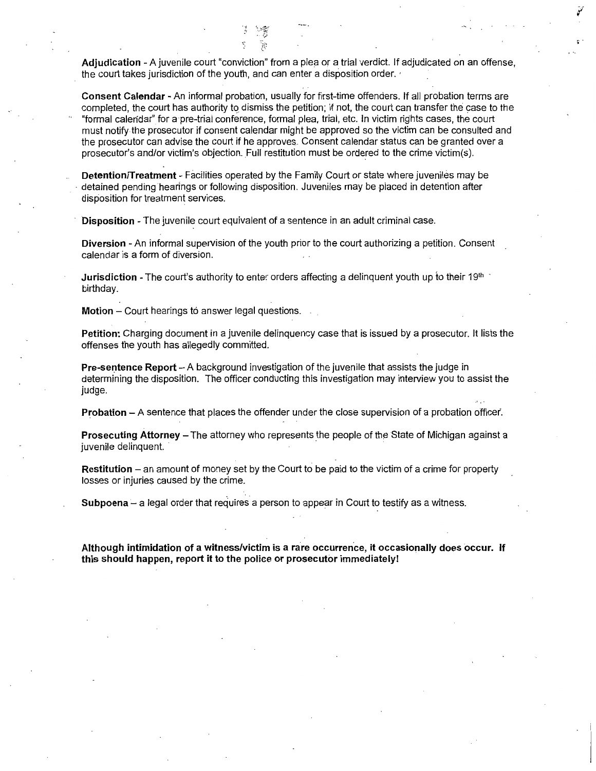**Adjudication** - A juvenile court "conviction" from a plea or a trial verdict. If adjudicated on an offense, the court takes jurisdiction of the youth, and can enter a disposition order.

**Consent Calendar** - An informal probation, usually for first-time offenders. If all probation terms are completed, the court has authority to dismiss the petition; if not, the court can transfer the case to the "formal calendar" for a pre-trial conference, formal plea, trial, etc. In victim rights cases, the court must notify the prosecutor if consent calendar might be approved so the victim can be consulted and the prosecutor can advise the court if he approves. Consent calendar status can be granted over a prosecutor's and/or victim's objection. Full restitution must be ordered to the crime victim(s).

**Detention/Treatment** - Facilities operated by the Family Court or state where juveniles may be detained pending hearings or following disposition. Juveniles may be placed in detention after disposition for treatment services.

**Disposition** - The juvenile court equivalent of a sentence in an adult criminal case.

**Diversion** - An informal supervision of the youth prior to the court authorizing a petition. Consent calendar is a form of diversion.

**Jurisdiction** - The court's authority to enter orders affecting a delinquent youth up to their 19th birthday.

**Motion** – Court hearings to answer legal questions.

**Petition:** Charging document in a juvenile delinquency case that is issued by a prosecutor. It lists the offenses the youth has allegedly committed.

**Pre-sentence Report** – A background investigation of the juvenile that assists the judge in determining the disposition. The officer conducting this investigation may interview you to assist the judge.

**Probation** – A sentence that places the offender under the close supervision of a probation officer.

**Prosecuting Attorney** – The attorney who represents the people of the State of Michigan against a juvenile delinquent.

**Restitution** – an amount of money set by the Court to be paid to the victim of a crime for property losses or injuries caused by the crime.

**Subpoena** – a legal order that requires a person to appear in Court to testify as a witness.

**Although intimidation of a witness/victim is a rare occurrence, it occasionally does occur. If this should happen, report it to the police or prosecutor immediately!**